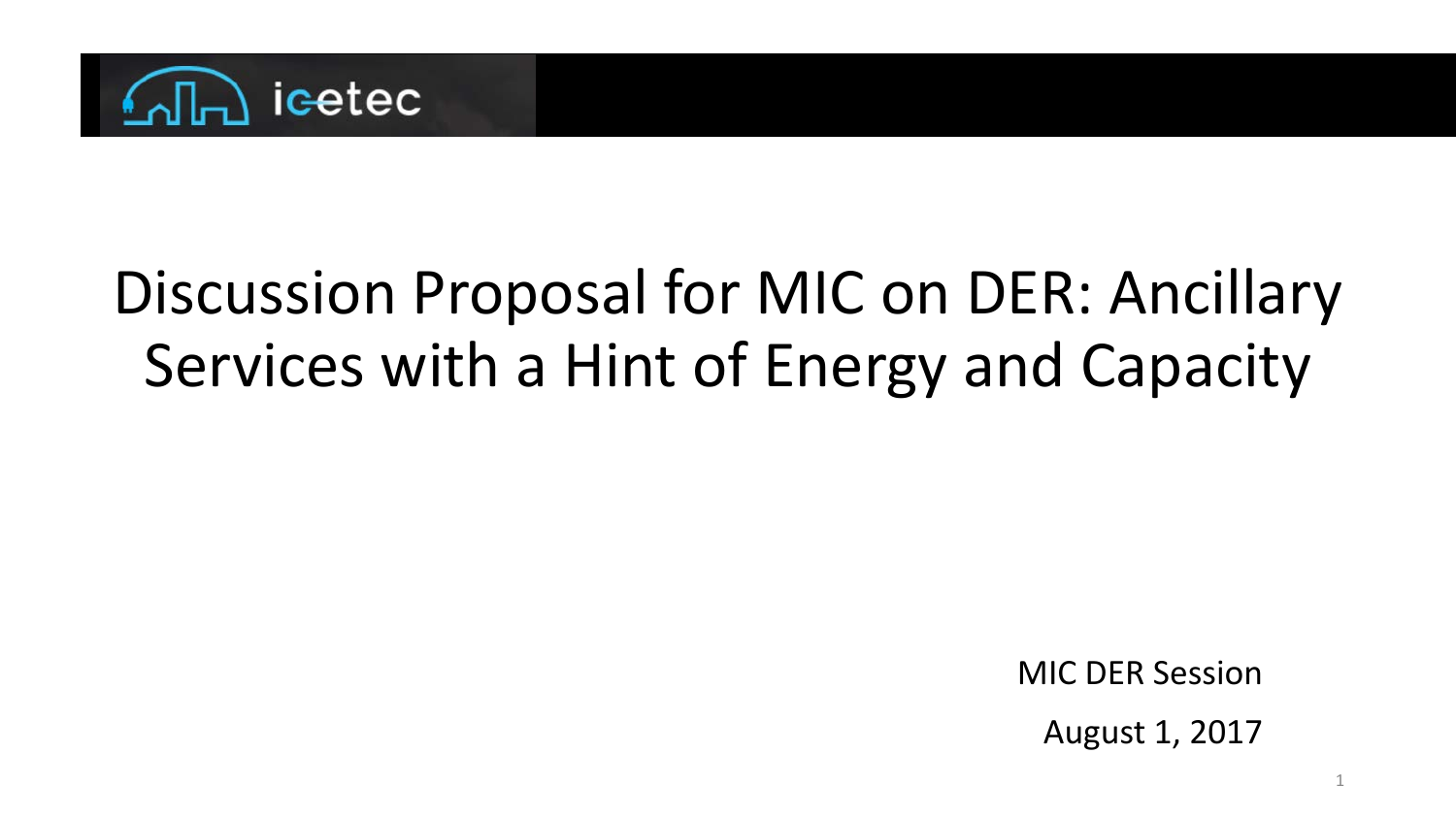icetec

# Discussion Proposal for MIC on DER: Ancillary Services with a Hint of Energy and Capacity

MIC DER Session

August 1, 2017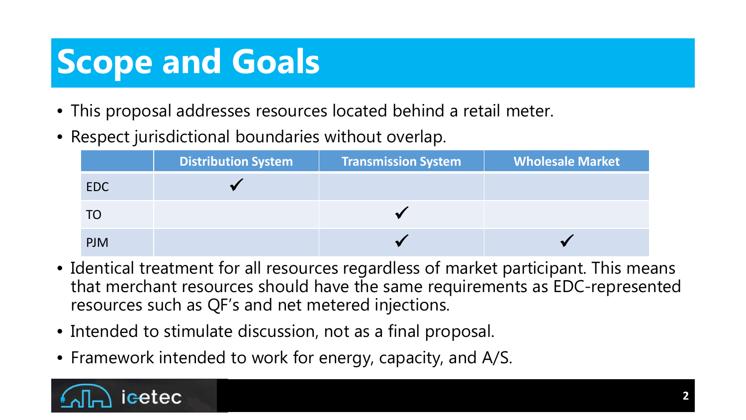# Scope and Goals

- This proposal addresses resources located behind a retail meter.
- Respect jurisdictional boundaries without overlap.

| | Distribution System | Transmission System | Wholesale Market |
|---|---|---|---|
| EDC | ✓ | | |
| TO | | ✓ | |
| PJM | | ✓ | ✓ |

- Identical treatment for all resources regardless of market participant. This means that merchant resources should have the same requirements as EDC-represented resources such as QF's and net metered injections.
- Intended to stimulate discussion, not as a final proposal.
- Framework intended to work for energy, capacity, and A/S.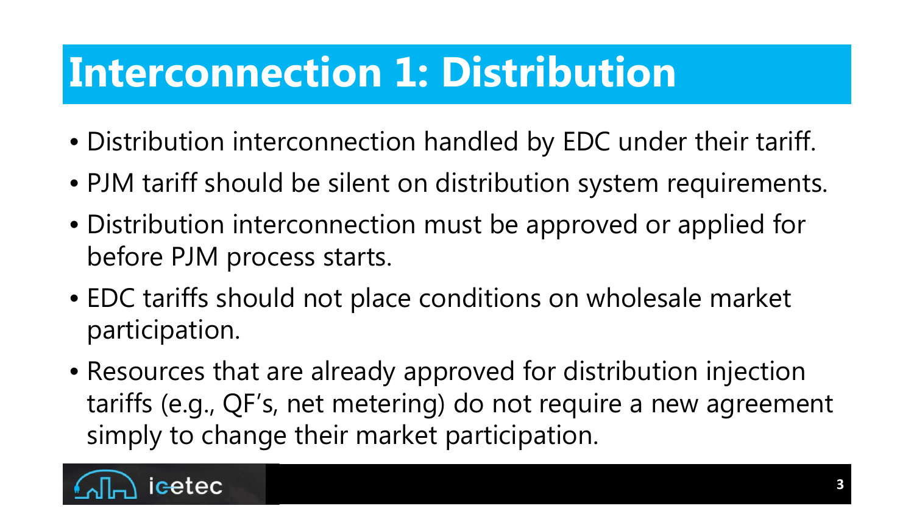# Interconnection 1: Distribution

- Distribution interconnection handled by EDC under their tariff.
- PJM tariff should be silent on distribution system requirements.
- Distribution interconnection must be approved or applied for before PJM process starts.
- EDC tariffs should not place conditions on wholesale market participation.
- Resources that are already approved for distribution injection tariffs (e.g., QF's, net metering) do not require a new agreement simply to change their market participation.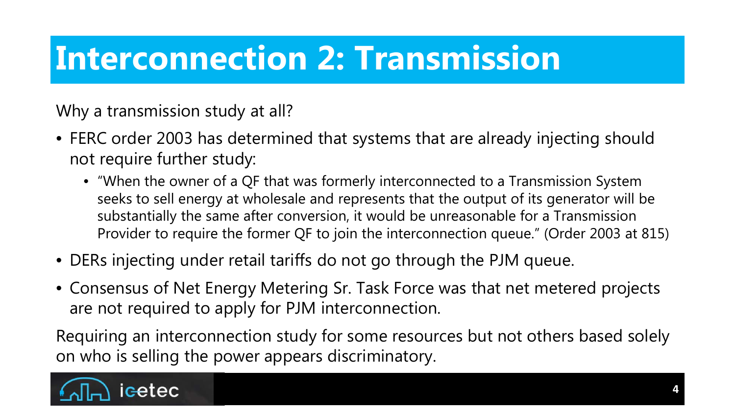# Interconnection 2: Transmission

Why a transmission study at all?

- FERC order 2003 has determined that systems that are already injecting should not require further study:
  - "When the owner of a QF that was formerly interconnected to a Transmission System seeks to sell energy at wholesale and represents that the output of its generator will be substantially the same after conversion, it would be unreasonable for a Transmission Provider to require the former QF to join the interconnection queue." (Order 2003 at 815)
- DERs injecting under retail tariffs do not go through the PJM queue.
- Consensus of Net Energy Metering Sr. Task Force was that net metered projects are not required to apply for PJM interconnection.

Requiring an interconnection study for some resources but not others based solely on who is selling the power appears discriminatory.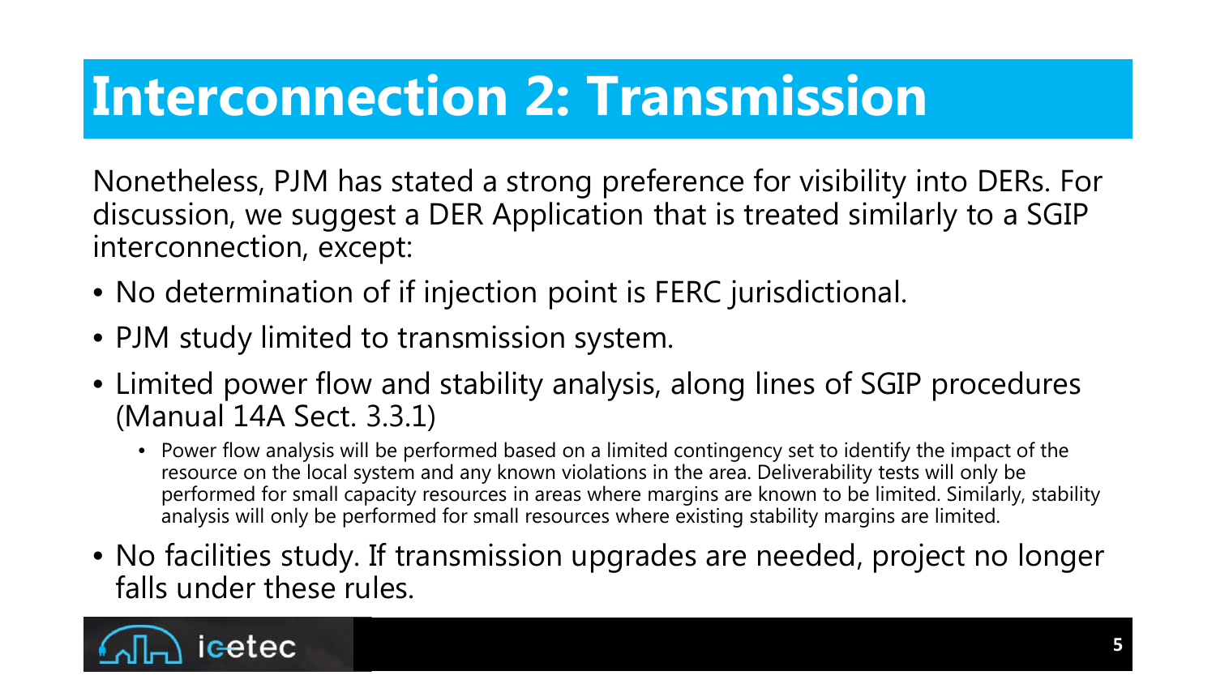# Interconnection 2: Transmission

Nonetheless, PJM has stated a strong preference for visibility into DERs. For discussion, we suggest a DER Application that is treated similarly to a SGIP interconnection, except:

- No determination of if injection point is FERC jurisdictional.
- PJM study limited to transmission system.
- Limited power flow and stability analysis, along lines of SGIP procedures (Manual 14A Sect. 3.3.1)
  - Power flow analysis will be performed based on a limited contingency set to identify the impact of the resource on the local system and any known violations in the area. Deliverability tests will only be performed for small capacity resources in areas where margins are known to be limited. Similarly, stability analysis will only be performed for small resources where existing stability margins are limited.
- No facilities study. If transmission upgrades are needed, project no longer falls under these rules.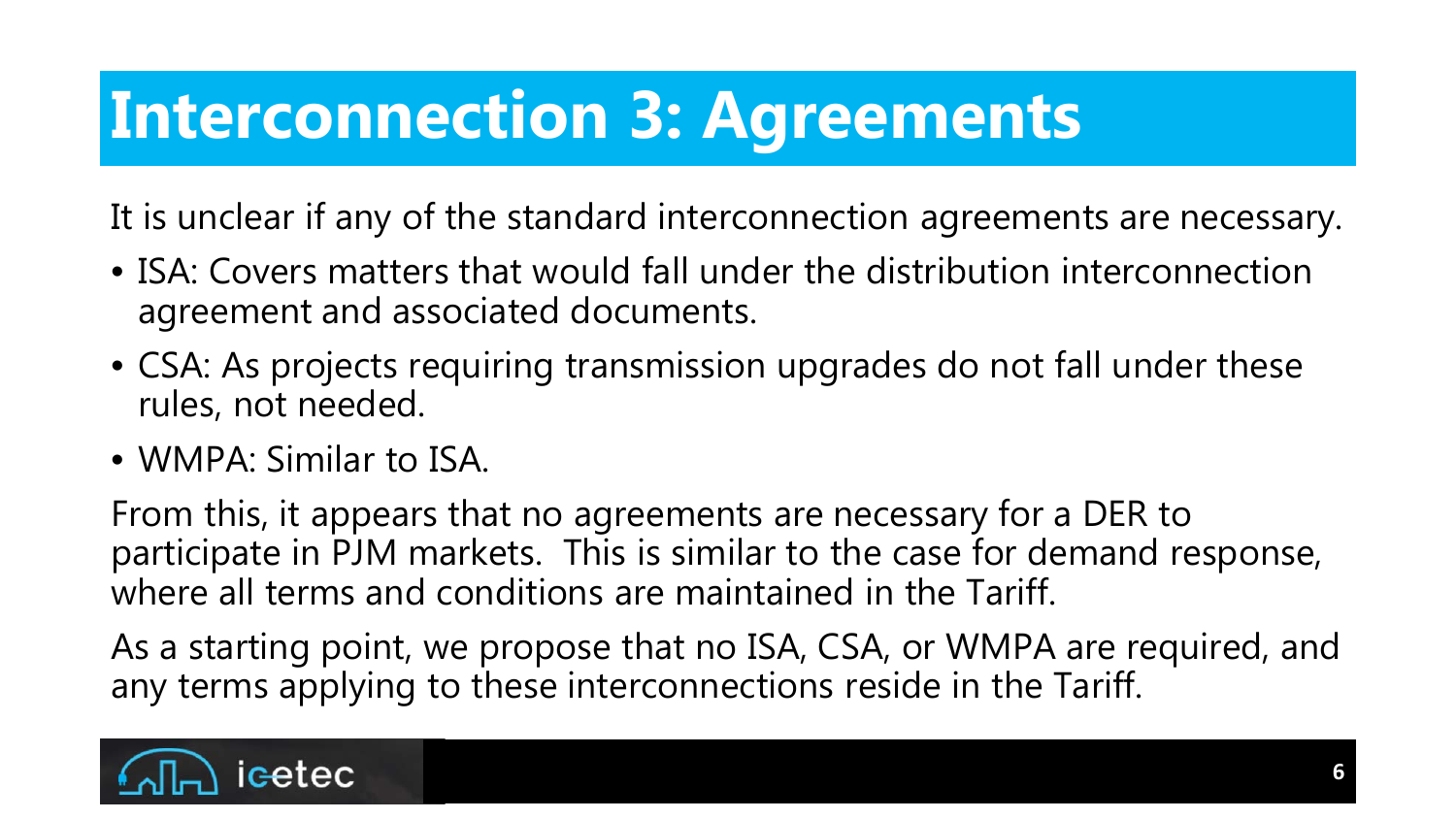# Interconnection 3: Agreements

It is unclear if any of the standard interconnection agreements are necessary.

- ISA: Covers matters that would fall under the distribution interconnection agreement and associated documents.
- CSA: As projects requiring transmission upgrades do not fall under these rules, not needed.
- WMPA: Similar to ISA.

From this, it appears that no agreements are necessary for a DER to participate in PJM markets. This is similar to the case for demand response, where all terms and conditions are maintained in the Tariff.

As a starting point, we propose that no ISA, CSA, or WMPA are required, and any terms applying to these interconnections reside in the Tariff.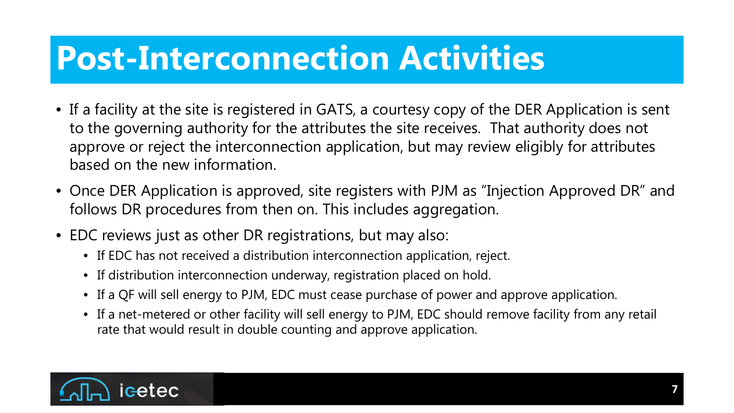# Post-Interconnection Activities

- If a facility at the site is registered in GATS, a courtesy copy of the DER Application is sent to the governing authority for the attributes the site receives. That authority does not approve or reject the interconnection application, but may review eligibly for attributes based on the new information.
- Once DER Application is approved, site registers with PJM as “Injection Approved DR” and follows DR procedures from then on. This includes aggregation.
- EDC reviews just as other DR registrations, but may also:
  - If EDC has not received a distribution interconnection application, reject.
  - If distribution interconnection underway, registration placed on hold.
  - If a QF will sell energy to PJM, EDC must cease purchase of power and approve application.
  - If a net-metered or other facility will sell energy to PJM, EDC should remove facility from any retail rate that would result in double counting and approve application.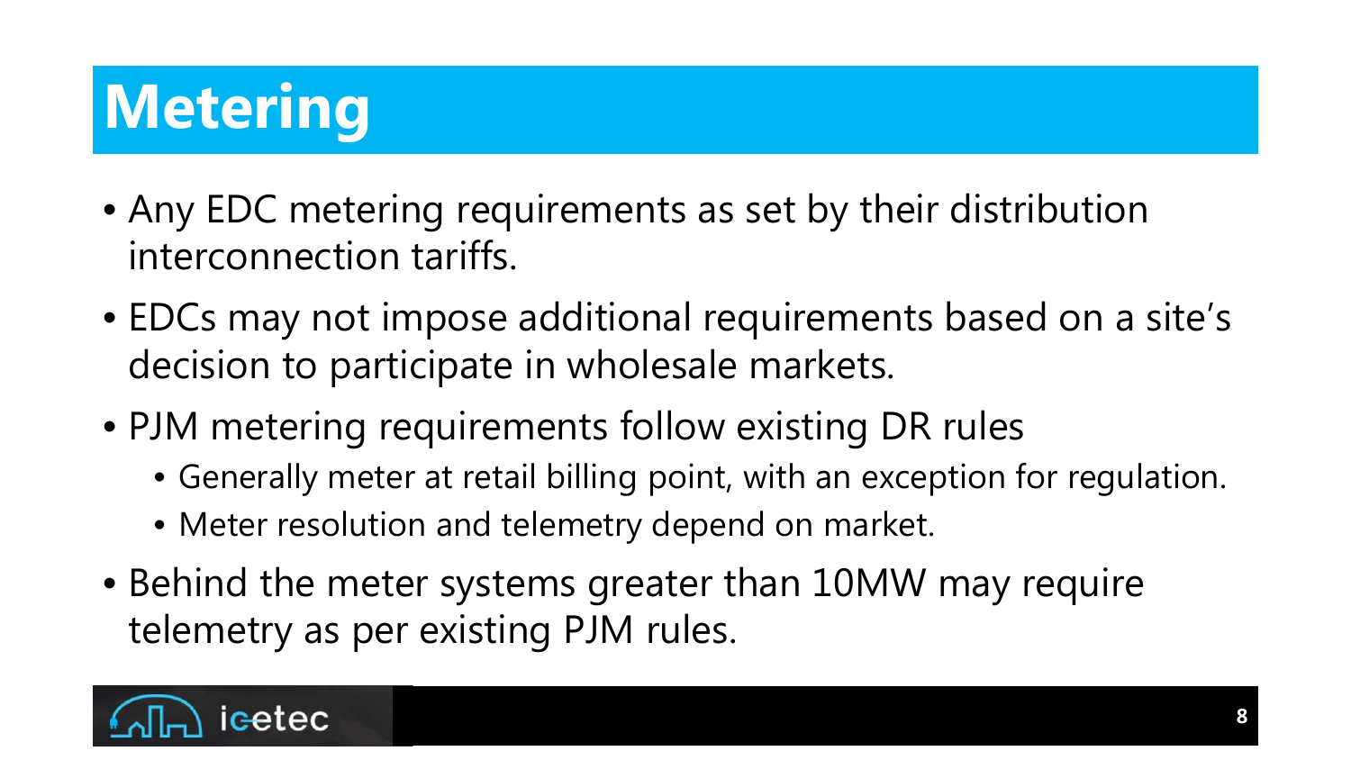# Metering

- Any EDC metering requirements as set by their distribution interconnection tariffs.
- EDCs may not impose additional requirements based on a site's decision to participate in wholesale markets.
- PJM metering requirements follow existing DR rules
  - Generally meter at retail billing point, with an exception for regulation.
  - Meter resolution and telemetry depend on market.
- Behind the meter systems greater than 10MW may require telemetry as per existing PJM rules.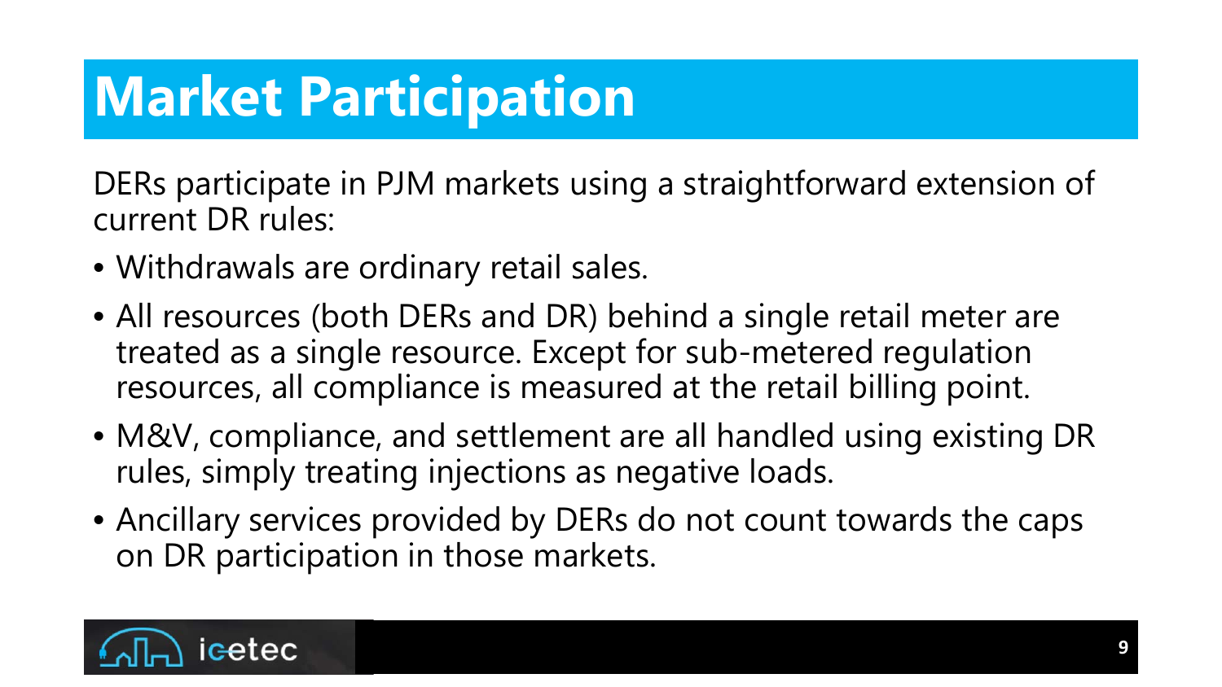# Market Participation

DERs participate in PJM markets using a straightforward extension of current DR rules:

- Withdrawals are ordinary retail sales.
- All resources (both DERs and DR) behind a single retail meter are treated as a single resource. Except for sub-metered regulation resources, all compliance is measured at the retail billing point.
- M&V, compliance, and settlement are all handled using existing DR rules, simply treating injections as negative loads.
- Ancillary services provided by DERs do not count towards the caps on DR participation in those markets.